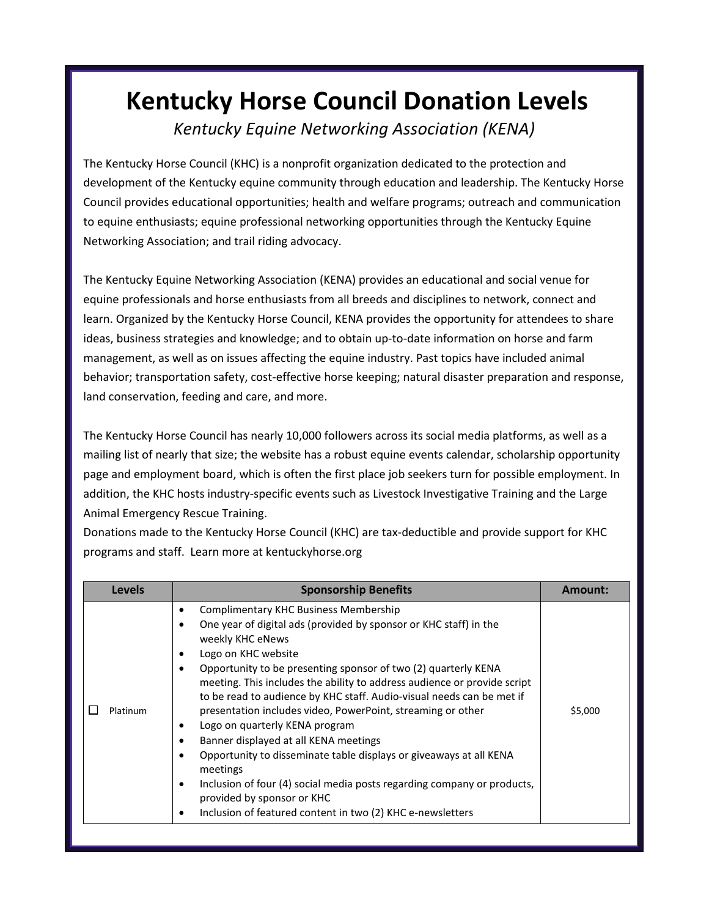# Kentucky Horse Council Donation Levels

*Kentucky Equine Networking Association (KENA)*

The Kentucky Horse Council (KHC) is a nonprofit organization dedicated to the protection and development of the Kentucky equine community through education and leadership. The Kentucky Horse Council provides educational opportunities; health and welfare programs; outreach and communication to equine enthusiasts; equine professional networking opportunities through the Kentucky Equine Networking Association; and trail riding advocacy.

The Kentucky Equine Networking Association (KENA) provides an educational and social venue for equine professionals and horse enthusiasts from all breeds and disciplines to network, connect and learn. Organized by the Kentucky Horse Council, KENA provides the opportunity for attendees to share ideas, business strategies and knowledge; and to obtain up-to-date information on horse and farm management, as well as on issues affecting the equine industry. Past topics have included animal behavior; transportation safety, cost-effective horse keeping; natural disaster preparation and response, land conservation, feeding and care, and more.

The Kentucky Horse Council has nearly 10,000 followers across its social media platforms, as well as a mailing list of nearly that size; the website has a robust equine events calendar, scholarship opportunity page and employment board, which is often the first place job seekers turn for possible employment. In addition, the KHC hosts industry-specific events such as Livestock Investigative Training and the Large Animal Emergency Rescue Training.
Donations made to the Kentucky Horse Council (KHC) are tax-deductible and provide support for KHC programs and staff. Learn more at kentuckyhorse.org

| Levels | Sponsorship Benefits | Amount: |
| --- | --- | --- |
| ☐ Platinum | • Complimentary KHC Business Membership<br>• One year of digital ads (provided by sponsor or KHC staff) in the weekly KHC eNews<br>• Logo on KHC website<br>• Opportunity to be presenting sponsor of two (2) quarterly KENA meeting. This includes the ability to address audience or provide script to be read to audience by KHC staff. Audio-visual needs can be met if presentation includes video, PowerPoint, streaming or other<br>• Logo on quarterly KENA program<br>• Banner displayed at all KENA meetings<br>• Opportunity to disseminate table displays or giveaways at all KENA meetings<br>• Inclusion of four (4) social media posts regarding company or products, provided by sponsor or KHC<br>• Inclusion of featured content in two (2) KHC e-newsletters | $5,000 |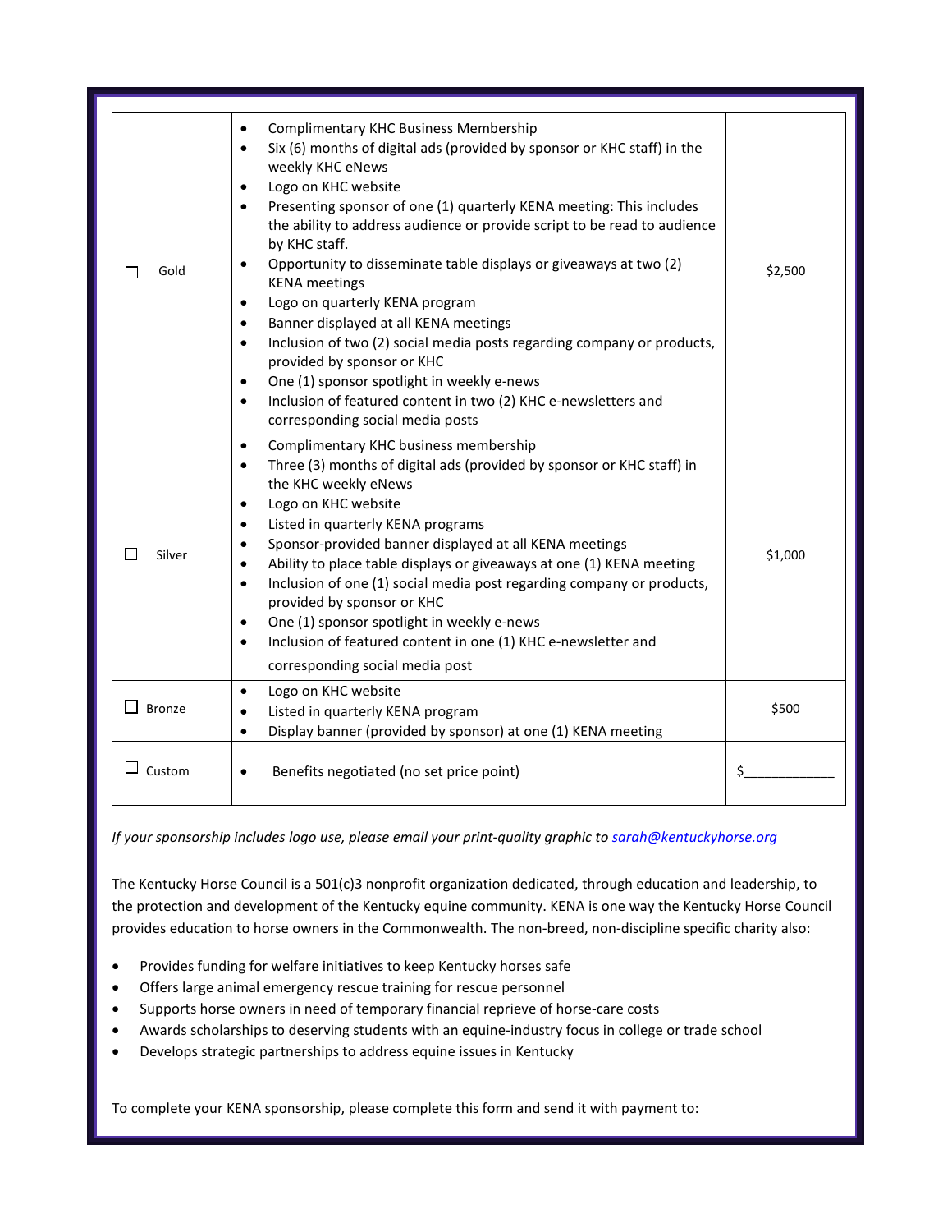| | | |
|---|---|---|
| ☐ Gold | • Complimentary KHC Business Membership<br>• Six (6) months of digital ads (provided by sponsor or KHC staff) in the weekly KHC eNews<br>• Logo on KHC website<br>• Presenting sponsor of one (1) quarterly KENA meeting: This includes the ability to address audience or provide script to be read to audience by KHC staff.<br>• Opportunity to disseminate table displays or giveaways at two (2) KENA meetings<br>• Logo on quarterly KENA program<br>• Banner displayed at all KENA meetings<br>• Inclusion of two (2) social media posts regarding company or products, provided by sponsor or KHC<br>• One (1) sponsor spotlight in weekly e-news<br>• Inclusion of featured content in two (2) KHC e-newsletters and corresponding social media posts | $2,500 |
| ☐ Silver | • Complimentary KHC business membership<br>• Three (3) months of digital ads (provided by sponsor or KHC staff) in the KHC weekly eNews<br>• Logo on KHC website<br>• Listed in quarterly KENA programs<br>• Sponsor-provided banner displayed at all KENA meetings<br>• Ability to place table displays or giveaways at one (1) KENA meeting<br>• Inclusion of one (1) social media post regarding company or products, provided by sponsor or KHC<br>• One (1) sponsor spotlight in weekly e-news<br>• Inclusion of featured content in one (1) KHC e-newsletter and corresponding social media post | $1,000 |
| ☐ Bronze | • Logo on KHC website<br>• Listed in quarterly KENA program<br>• Display banner (provided by sponsor) at one (1) KENA meeting | $500 |
| ☐ Custom | • Benefits negotiated (no set price point) | $____________ |

*If your sponsorship includes logo use, please email your print-quality graphic to [sarah@kentuckyhorse.org](mailto:sarah@kentuckyhorse.org)*

The Kentucky Horse Council is a 501(c)3 nonprofit organization dedicated, through education and leadership, to the protection and development of the Kentucky equine community. KENA is one way the Kentucky Horse Council provides education to horse owners in the Commonwealth. The non-breed, non-discipline specific charity also:

- Provides funding for welfare initiatives to keep Kentucky horses safe
- Offers large animal emergency rescue training for rescue personnel
- Supports horse owners in need of temporary financial reprieve of horse-care costs
- Awards scholarships to deserving students with an equine-industry focus in college or trade school
- Develops strategic partnerships to address equine issues in Kentucky

To complete your KENA sponsorship, please complete this form and send it with payment to: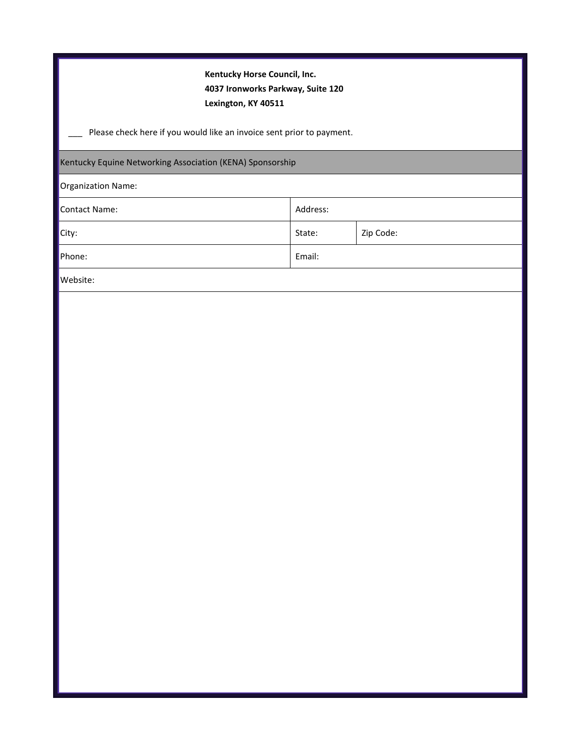**Kentucky Horse Council, Inc.**
**4037 Ironworks Parkway, Suite 120**
**Lexington, KY 40511**

___ Please check here if you would like an invoice sent prior to payment.

| Kentucky Equine Networking Association (KENA) Sponsorship | | |
|---|---|---|
| Organization Name: | | |
| Contact Name: | Address: | |
| City: | State: | Zip Code: |
| Phone: | Email: | |
| Website: | | |